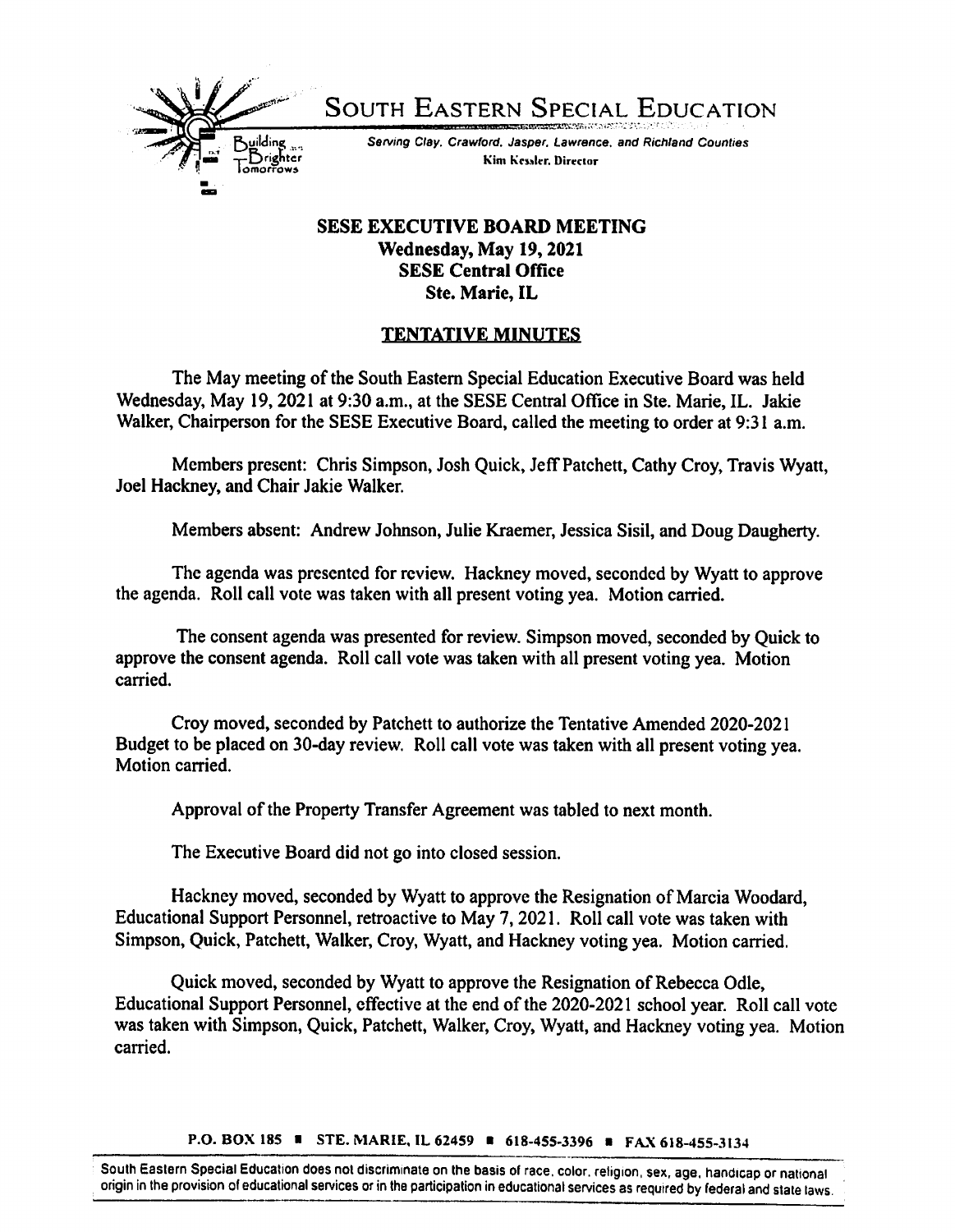# SOUTH EASTERN SPECIAL EDUCATION

Building Brighter Tomorrows

*Serving Clay, Crawford, Jasper, Lawrence, and Richland Counties*

Kim Kessler, Director

**SESE EXECUTIVE BOARD MEETING**
**Wednesday, May 19, 2021**
**SESE Central Office**
**Ste. Marie, IL**

## TENTATIVE MINUTES

The May meeting of the South Eastern Special Education Executive Board was held Wednesday, May 19, 2021 at 9:30 a.m., at the SESE Central Office in Ste. Marie, IL. Jakie Walker, Chairperson for the SESE Executive Board, called the meeting to order at 9:31 a.m.

Members present: Chris Simpson, Josh Quick, Jeff Patchett, Cathy Croy, Travis Wyatt, Joel Hackney, and Chair Jakie Walker.

Members absent: Andrew Johnson, Julie Kraemer, Jessica Sisil, and Doug Daugherty.

The agenda was presented for review. Hackney moved, seconded by Wyatt to approve the agenda. Roll call vote was taken with all present voting yea. Motion carried.

The consent agenda was presented for review. Simpson moved, seconded by Quick to approve the consent agenda. Roll call vote was taken with all present voting yea. Motion carried.

Croy moved, seconded by Patchett to authorize the Tentative Amended 2020-2021 Budget to be placed on 30-day review. Roll call vote was taken with all present voting yea. Motion carried.

Approval of the Property Transfer Agreement was tabled to next month.

The Executive Board did not go into closed session.

Hackney moved, seconded by Wyatt to approve the Resignation of Marcia Woodard, Educational Support Personnel, retroactive to May 7, 2021. Roll call vote was taken with Simpson, Quick, Patchett, Walker, Croy, Wyatt, and Hackney voting yea. Motion carried.

Quick moved, seconded by Wyatt to approve the Resignation of Rebecca Odle, Educational Support Personnel, effective at the end of the 2020-2021 school year. Roll call vote was taken with Simpson, Quick, Patchett, Walker, Croy, Wyatt, and Hackney voting yea. Motion carried.

P.O. BOX 185 ▪ STE. MARIE, IL 62459 ▪ 618-455-3396 ▪ FAX 618-455-3134

South Eastern Special Education does not discriminate on the basis of race, color, religion, sex, age, handicap or national origin in the provision of educational services or in the participation in educational services as required by federal and state laws.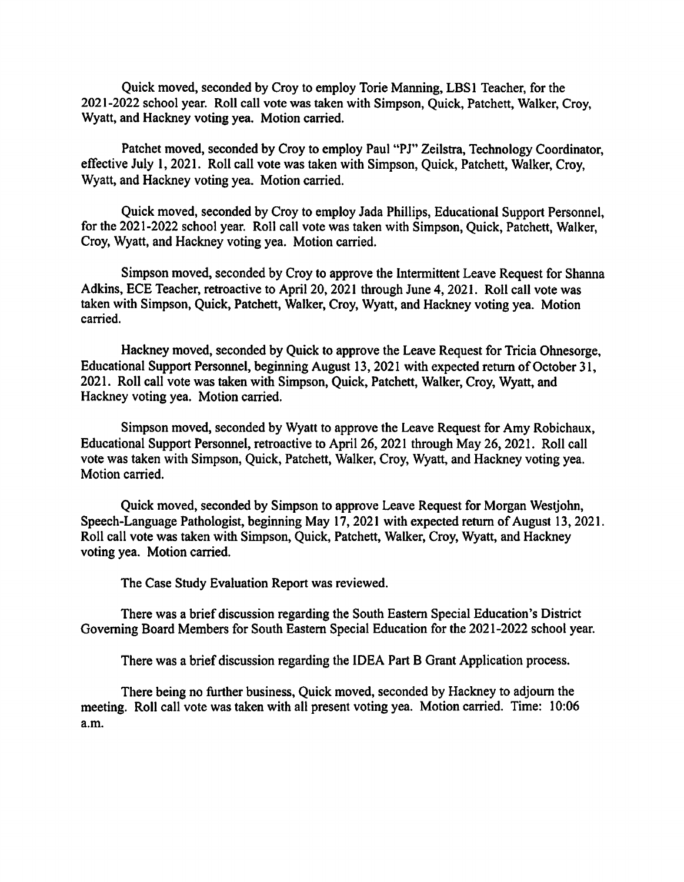Quick moved, seconded by Croy to employ Torie Manning, LBS1 Teacher, for the 2021-2022 school year. Roll call vote was taken with Simpson, Quick, Patchett, Walker, Croy, Wyatt, and Hackney voting yea. Motion carried.

Patchet moved, seconded by Croy to employ Paul "PJ" Zeilstra, Technology Coordinator, effective July 1, 2021. Roll call vote was taken with Simpson, Quick, Patchett, Walker, Croy, Wyatt, and Hackney voting yea. Motion carried.

Quick moved, seconded by Croy to employ Jada Phillips, Educational Support Personnel, for the 2021-2022 school year. Roll call vote was taken with Simpson, Quick, Patchett, Walker, Croy, Wyatt, and Hackney voting yea. Motion carried.

Simpson moved, seconded by Croy to approve the Intermittent Leave Request for Shanna Adkins, ECE Teacher, retroactive to April 20, 2021 through June 4, 2021. Roll call vote was taken with Simpson, Quick, Patchett, Walker, Croy, Wyatt, and Hackney voting yea. Motion carried.

Hackney moved, seconded by Quick to approve the Leave Request for Tricia Ohnesorge, Educational Support Personnel, beginning August 13, 2021 with expected return of October 31, 2021. Roll call vote was taken with Simpson, Quick, Patchett, Walker, Croy, Wyatt, and Hackney voting yea. Motion carried.

Simpson moved, seconded by Wyatt to approve the Leave Request for Amy Robichaux, Educational Support Personnel, retroactive to April 26, 2021 through May 26, 2021. Roll call vote was taken with Simpson, Quick, Patchett, Walker, Croy, Wyatt, and Hackney voting yea. Motion carried.

Quick moved, seconded by Simpson to approve Leave Request for Morgan Westjohn, Speech-Language Pathologist, beginning May 17, 2021 with expected return of August 13, 2021. Roll call vote was taken with Simpson, Quick, Patchett, Walker, Croy, Wyatt, and Hackney voting yea. Motion carried.

The Case Study Evaluation Report was reviewed.

There was a brief discussion regarding the South Eastern Special Education's District Governing Board Members for South Eastern Special Education for the 2021-2022 school year.

There was a brief discussion regarding the IDEA Part B Grant Application process.

There being no further business, Quick moved, seconded by Hackney to adjourn the meeting. Roll call vote was taken with all present voting yea. Motion carried. Time: 10:06 a.m.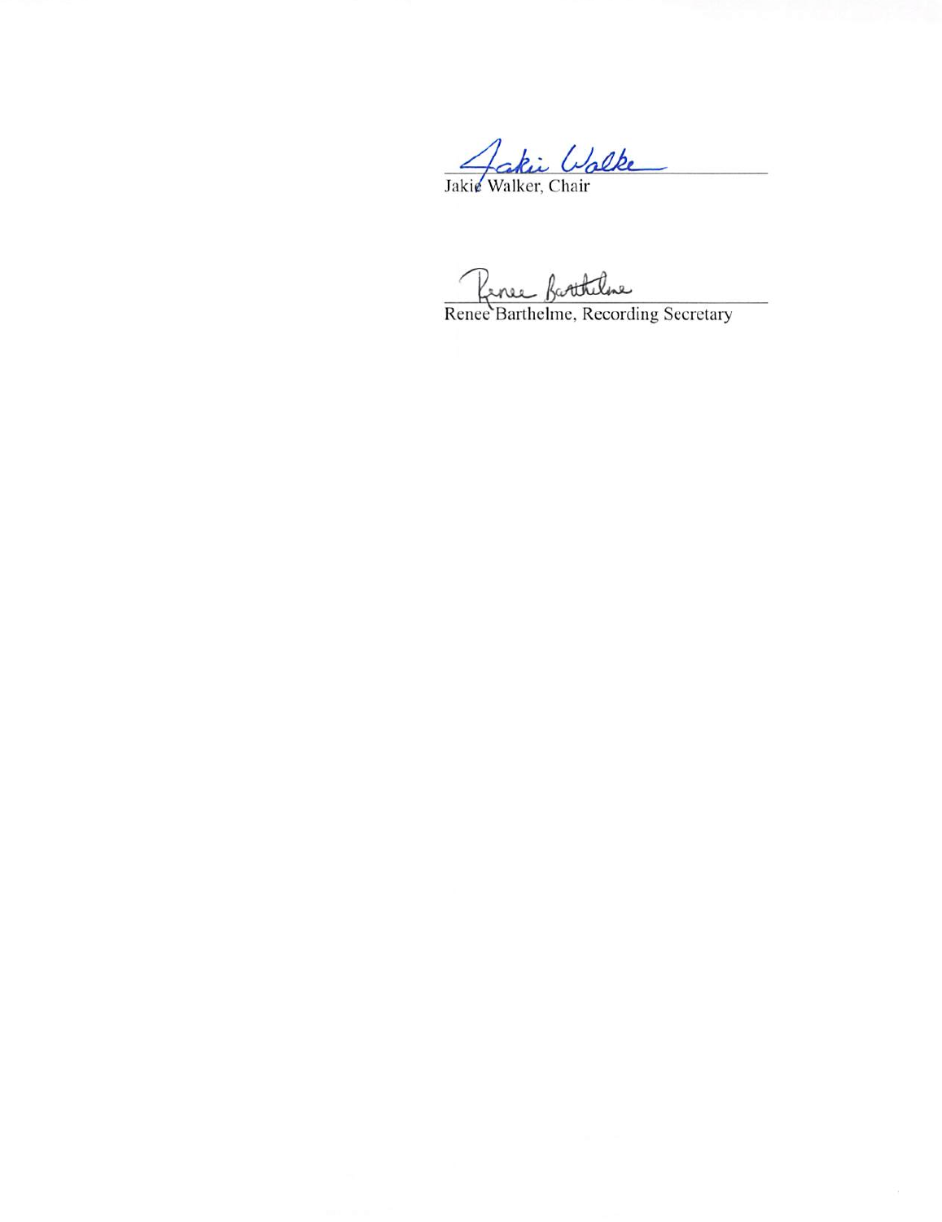Jakie Walker, Chair

Renee Barthelme, Recording Secretary